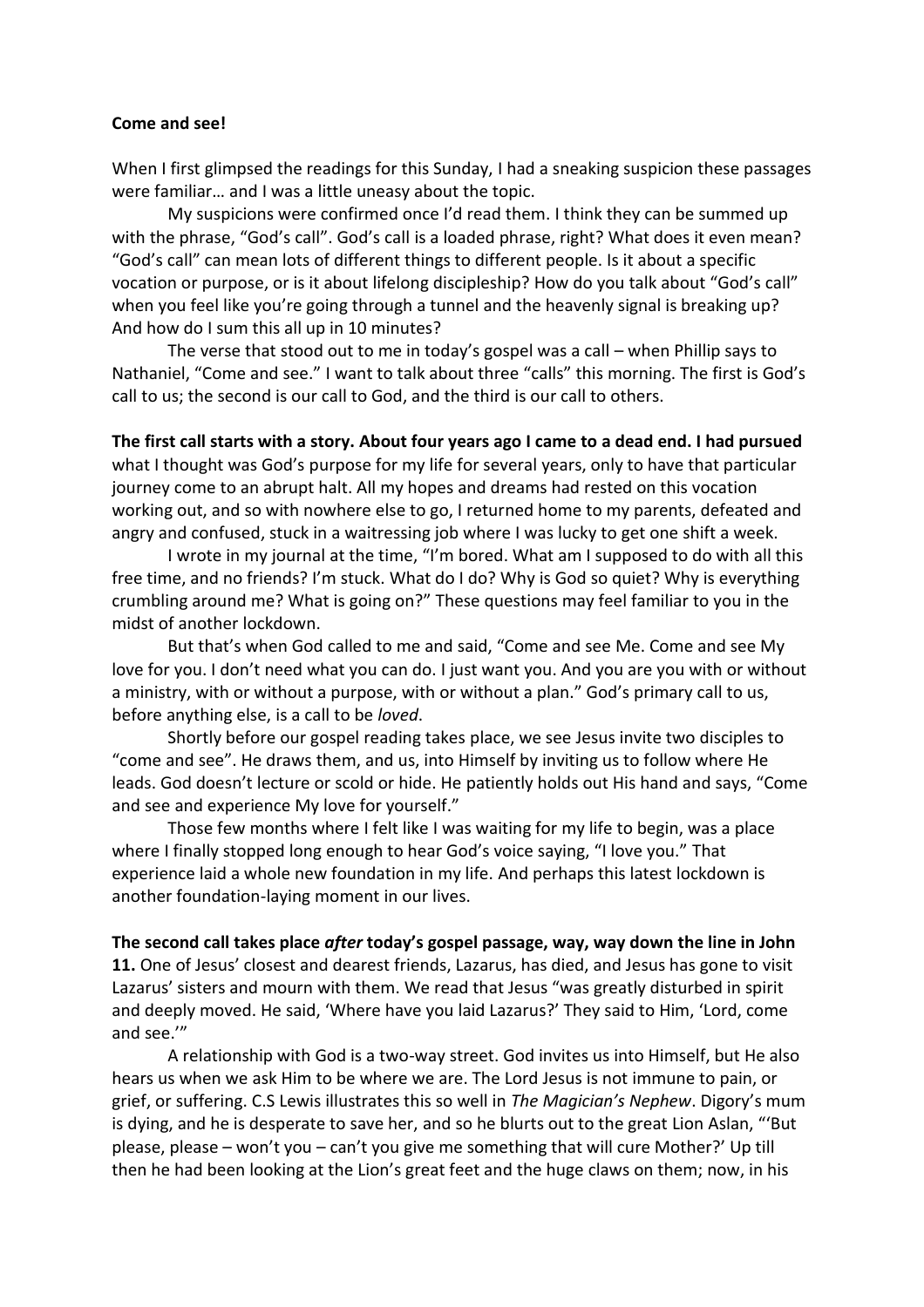**Come and see!**

When I first glimpsed the readings for this Sunday, I had a sneaking suspicion these passages were familiar… and I was a little uneasy about the topic.

My suspicions were confirmed once I'd read them. I think they can be summed up with the phrase, "God's call". God's call is a loaded phrase, right? What does it even mean? "God's call" can mean lots of different things to different people. Is it about a specific vocation or purpose, or is it about lifelong discipleship? How do you talk about "God's call" when you feel like you're going through a tunnel and the heavenly signal is breaking up? And how do I sum this all up in 10 minutes?

The verse that stood out to me in today's gospel was a call – when Phillip says to Nathaniel, "Come and see." I want to talk about three "calls" this morning. The first is God's call to us; the second is our call to God, and the third is our call to others.

**The first call starts with a story. About four years ago I came to a dead end. I had pursued** what I thought was God's purpose for my life for several years, only to have that particular journey come to an abrupt halt. All my hopes and dreams had rested on this vocation working out, and so with nowhere else to go, I returned home to my parents, defeated and angry and confused, stuck in a waitressing job where I was lucky to get one shift a week.

I wrote in my journal at the time, "I'm bored. What am I supposed to do with all this free time, and no friends? I'm stuck. What do I do? Why is God so quiet? Why is everything crumbling around me? What is going on?" These questions may feel familiar to you in the midst of another lockdown.

But that's when God called to me and said, "Come and see Me. Come and see My love for you. I don't need what you can do. I just want you. And you are you with or without a ministry, with or without a purpose, with or without a plan." God's primary call to us, before anything else, is a call to be *loved*.

Shortly before our gospel reading takes place, we see Jesus invite two disciples to "come and see". He draws them, and us, into Himself by inviting us to follow where He leads. God doesn't lecture or scold or hide. He patiently holds out His hand and says, "Come and see and experience My love for yourself."

Those few months where I felt like I was waiting for my life to begin, was a place where I finally stopped long enough to hear God's voice saying, "I love you." That experience laid a whole new foundation in my life. And perhaps this latest lockdown is another foundation-laying moment in our lives.

**The second call takes place *after* today's gospel passage, way, way down the line in John 11.** One of Jesus' closest and dearest friends, Lazarus, has died, and Jesus has gone to visit Lazarus' sisters and mourn with them. We read that Jesus "was greatly disturbed in spirit and deeply moved. He said, 'Where have you laid Lazarus?' They said to Him, 'Lord, come and see.'"

A relationship with God is a two-way street. God invites us into Himself, but He also hears us when we ask Him to be where we are. The Lord Jesus is not immune to pain, or grief, or suffering. C.S Lewis illustrates this so well in *The Magician's Nephew*. Digory's mum is dying, and he is desperate to save her, and so he blurts out to the great Lion Aslan, "'But please, please – won't you – can't you give me something that will cure Mother?' Up till then he had been looking at the Lion's great feet and the huge claws on them; now, in his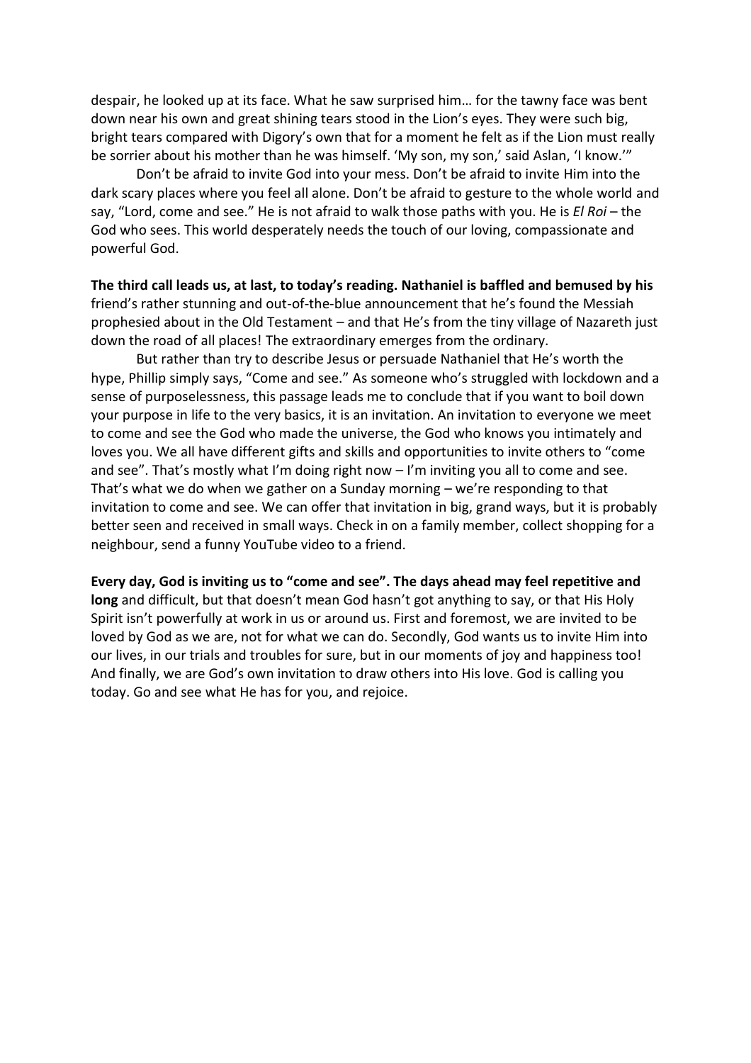despair, he looked up at its face. What he saw surprised him… for the tawny face was bent down near his own and great shining tears stood in the Lion's eyes. They were such big, bright tears compared with Digory's own that for a moment he felt as if the Lion must really be sorrier about his mother than he was himself. 'My son, my son,' said Aslan, 'I know.'"

Don't be afraid to invite God into your mess. Don't be afraid to invite Him into the dark scary places where you feel all alone. Don't be afraid to gesture to the whole world and say, "Lord, come and see." He is not afraid to walk those paths with you. He is *El Roi* – the God who sees. This world desperately needs the touch of our loving, compassionate and powerful God.

**The third call leads us, at last, to today's reading. Nathaniel is baffled and bemused by his** friend's rather stunning and out-of-the-blue announcement that he's found the Messiah prophesied about in the Old Testament – and that He's from the tiny village of Nazareth just down the road of all places! The extraordinary emerges from the ordinary.

But rather than try to describe Jesus or persuade Nathaniel that He's worth the hype, Phillip simply says, "Come and see." As someone who's struggled with lockdown and a sense of purposelessness, this passage leads me to conclude that if you want to boil down your purpose in life to the very basics, it is an invitation. An invitation to everyone we meet to come and see the God who made the universe, the God who knows you intimately and loves you. We all have different gifts and skills and opportunities to invite others to "come and see". That's mostly what I'm doing right now – I'm inviting you all to come and see. That's what we do when we gather on a Sunday morning – we're responding to that invitation to come and see. We can offer that invitation in big, grand ways, but it is probably better seen and received in small ways. Check in on a family member, collect shopping for a neighbour, send a funny YouTube video to a friend.

**Every day, God is inviting us to "come and see". The days ahead may feel repetitive and long** and difficult, but that doesn't mean God hasn't got anything to say, or that His Holy Spirit isn't powerfully at work in us or around us. First and foremost, we are invited to be loved by God as we are, not for what we can do. Secondly, God wants us to invite Him into our lives, in our trials and troubles for sure, but in our moments of joy and happiness too! And finally, we are God's own invitation to draw others into His love. God is calling you today. Go and see what He has for you, and rejoice.